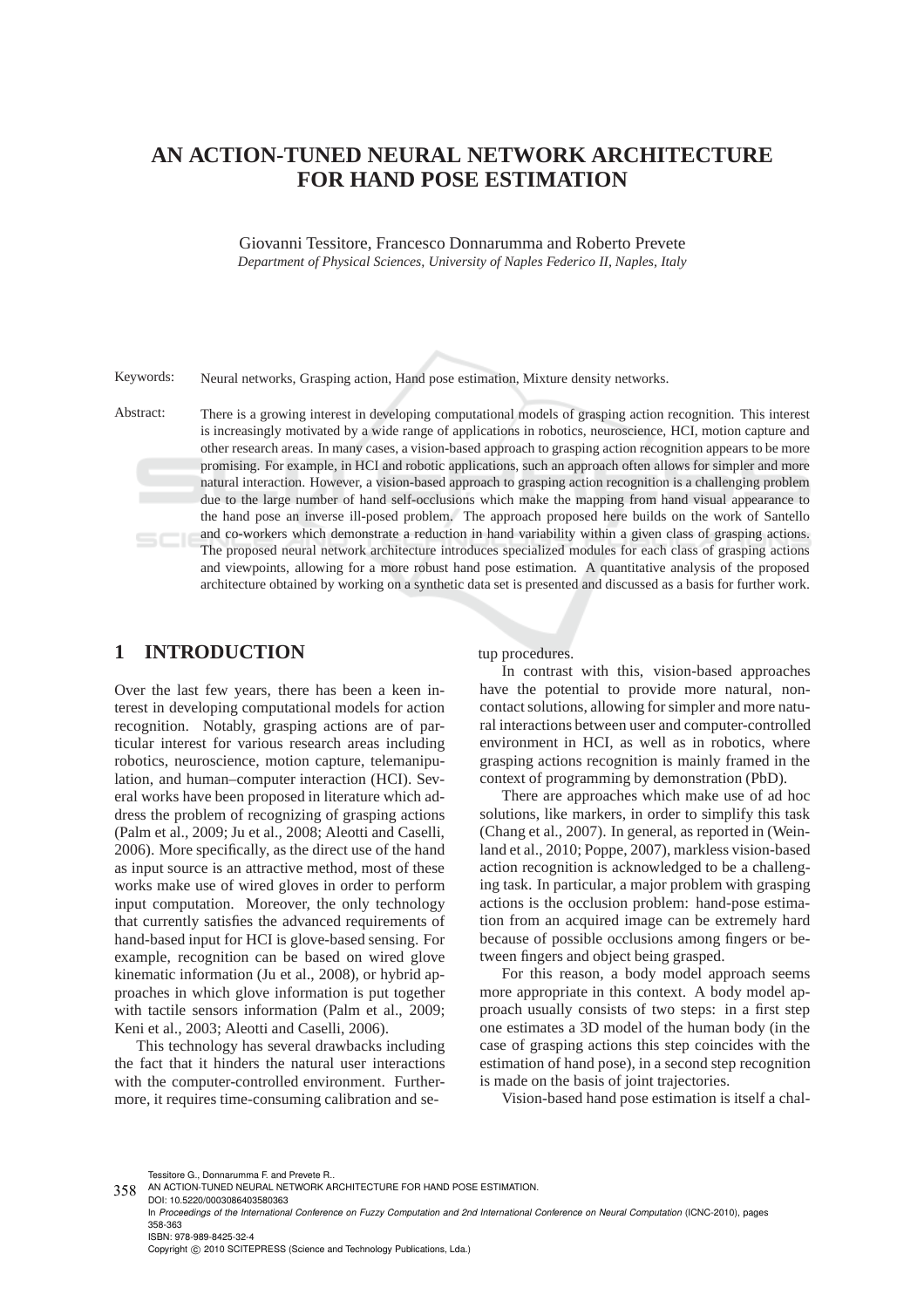# AN ACTION-TUNED NEURAL NETWORK ARCHITECTURE FOR HAND POSE ESTIMATION

Giovanni Tessitore, Francesco Donnarumma and Roberto Prevete

*Department of Physical Sciences, University of Naples Federico II, Naples, Italy*

Keywords: Neural networks, Grasping action, Hand pose estimation, Mixture density networks.

Abstract: There is a growing interest in developing computational models of grasping action recognition. This interest is increasingly motivated by a wide range of applications in robotics, neuroscience, HCI, motion capture and other research areas. In many cases, a vision-based approach to grasping action recognition appears to be more promising. For example, in HCI and robotic applications, such an approach often allows for simpler and more natural interaction. However, a vision-based approach to grasping action recognition is a challenging problem due to the large number of hand self-occlusions which make the mapping from hand visual appearance to the hand pose an inverse ill-posed problem. The approach proposed here builds on the work of Santello and co-workers which demonstrate a reduction in hand variability within a given class of grasping actions. The proposed neural network architecture introduces specialized modules for each class of grasping actions and viewpoints, allowing for a more robust hand pose estimation. A quantitative analysis of the proposed architecture obtained by working on a synthetic data set is presented and discussed as a basis for further work.

## 1 INTRODUCTION

Over the last few years, there has been a keen interest in developing computational models for action recognition. Notably, grasping actions are of particular interest for various research areas including robotics, neuroscience, motion capture, telemanipulation, and human–computer interaction (HCI). Several works have been proposed in literature which address the problem of recognizing of grasping actions (Palm et al., 2009; Ju et al., 2008; Aleotti and Caselli, 2006). More specifically, as the direct use of the hand as input source is an attractive method, most of these works make use of wired gloves in order to perform input computation. Moreover, the only technology that currently satisfies the advanced requirements of hand-based input for HCI is glove-based sensing. For example, recognition can be based on wired glove kinematic information (Ju et al., 2008), or hybrid approaches in which glove information is put together with tactile sensors information (Palm et al., 2009; Keni et al., 2003; Aleotti and Caselli, 2006).

This technology has several drawbacks including the fact that it hinders the natural user interactions with the computer-controlled environment. Furthermore, it requires time-consuming calibration and setup procedures.

In contrast with this, vision-based approaches have the potential to provide more natural, non-contact solutions, allowing for simpler and more natural interactions between user and computer-controlled environment in HCI, as well as in robotics, where grasping actions recognition is mainly framed in the context of programming by demonstration (PbD).

There are approaches which make use of ad hoc solutions, like markers, in order to simplify this task (Chang et al., 2007). In general, as reported in (Weinland et al., 2010; Poppe, 2007), markless vision-based action recognition is acknowledged to be a challenging task. In particular, a major problem with grasping actions is the occlusion problem: hand-pose estimation from an acquired image can be extremely hard because of possible occlusions among fingers or between fingers and object being grasped.

For this reason, a body model approach seems more appropriate in this context. A body model approach usually consists of two steps: in a first step one estimates a 3D model of the human body (in the case of grasping actions this step coincides with the estimation of hand pose), in a second step recognition is made on the basis of joint trajectories.

Vision-based hand pose estimation is itself a chal-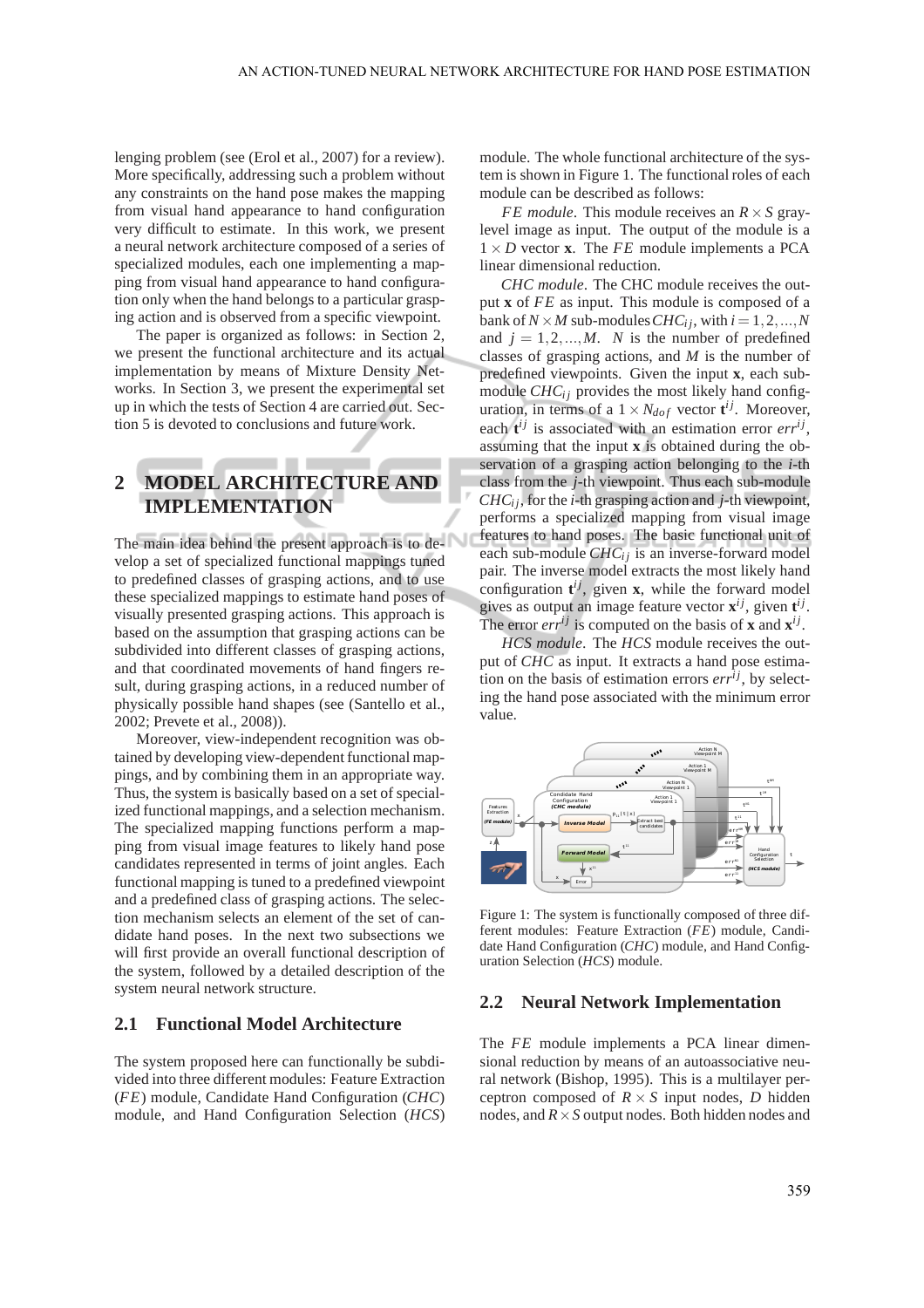lenging problem (see (Erol et al., 2007) for a review). More specifically, addressing such a problem without any constraints on the hand pose makes the mapping from visual hand appearance to hand configuration very difficult to estimate. In this work, we present a neural network architecture composed of a series of specialized modules, each one implementing a mapping from visual hand appearance to hand configuration only when the hand belongs to a particular grasping action and is observed from a specific viewpoint.

The paper is organized as follows: in Section 2, we present the functional architecture and its actual implementation by means of Mixture Density Networks. In Section 3, we present the experimental set up in which the tests of Section 4 are carried out. Section 5 is devoted to conclusions and future work.

## 2 MODEL ARCHITECTURE AND IMPLEMENTATION

The main idea behind the present approach is to develop a set of specialized functional mappings tuned to predefined classes of grasping actions, and to use these specialized mappings to estimate hand poses of visually presented grasping actions. This approach is based on the assumption that grasping actions can be subdivided into different classes of grasping actions, and that coordinated movements of hand fingers result, during grasping actions, in a reduced number of physically possible hand shapes (see (Santello et al., 2002; Prevete et al., 2008)).

Moreover, view-independent recognition was obtained by developing view-dependent functional mappings, and by combining them in an appropriate way. Thus, the system is basically based on a set of specialized functional mappings, and a selection mechanism. The specialized mapping functions perform a mapping from visual image features to likely hand pose candidates represented in terms of joint angles. Each functional mapping is tuned to a predefined viewpoint and a predefined class of grasping action. The selection mechanism selects an element of the set of candidate hand poses. In the next two subsections we will first provide an overall functional description of the system, followed by a detailed description of the system neural network structure.

### 2.1 Functional Model Architecture

The system proposed here can functionally be subdivided into three different modules: Feature Extraction (*FE*) module, Candidate Hand Configuration (*CHC*) module, and Hand Configuration Selection (*HCS*) module. The whole functional architecture of the system is shown in Figure 1. The functional roles of each module can be described as follows:

*FE module*. This module receives an $R \times S$ gray-level image as input. The output of the module is a $1 \times D$ vector $\mathbf{x}$. The *FE* module implements a PCA linear dimensional reduction.

*CHC module*. The CHC module receives the output $\mathbf{x}$ of *FE* as input. This module is composed of a bank of $N \times M$ sub-modules $CHC_{ij}$, with $i = 1, 2, ..., N$ and $j = 1, 2, ..., M$. $N$ is the number of predefined classes of grasping actions, and $M$ is the number of predefined viewpoints. Given the input $\mathbf{x}$, each sub-module $CHC_{ij}$ provides the most likely hand configuration, in terms of a $1 \times N_{dof}$ vector $\mathbf{t}^{ij}$. Moreover, each $\mathbf{t}^{ij}$ is associated with an estimation error $err^{ij}$, assuming that the input $\mathbf{x}$ is obtained during the observation of a grasping action belonging to the $i$-th class from the $j$-th viewpoint. Thus each sub-module $CHC_{ij}$, for the $i$-th grasping action and $j$-th viewpoint, performs a specialized mapping from visual image features to hand poses. The basic functional unit of each sub-module $CHC_{ij}$ is an inverse-forward model pair. The inverse model extracts the most likely hand configuration $\mathbf{t}^{ij}$, given $\mathbf{x}$, while the forward model gives as output an image feature vector $\mathbf{x}^{ij}$, given $\mathbf{t}^{ij}$. The error $err^{ij}$ is computed on the basis of $\mathbf{x}$ and $\mathbf{x}^{ij}$.

*HCS module*. The *HCS* module receives the output of *CHC* as input. It extracts a hand pose estimation on the basis of estimation errors $err^{ij}$, by selecting the hand pose associated with the minimum error value.

Figure 1: The system is functionally composed of three different modules: Feature Extraction (*FE*) module, Candidate Hand Configuration (*CHC*) module, and Hand Configuration Selection (*HCS*) module.

### 2.2 Neural Network Implementation

The *FE* module implements a PCA linear dimensional reduction by means of an autoassociative neural network (Bishop, 1995). This is a multilayer perceptron composed of $R \times S$ input nodes, $D$ hidden nodes, and $R \times S$ output nodes. Both hidden nodes and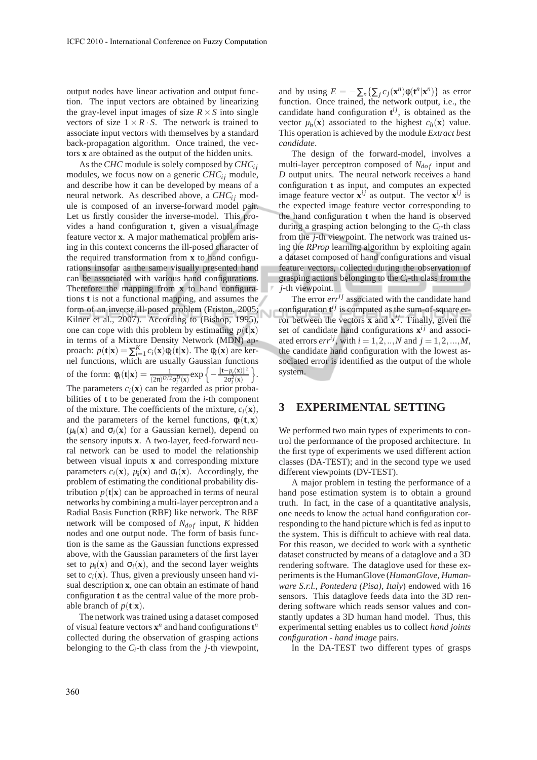output nodes have linear activation and output function. The input vectors are obtained by linearizing the gray-level input images of size $R \times S$ into single vectors of size $1 \times R \cdot S$. The network is trained to associate input vectors with themselves by a standard back-propagation algorithm. Once trained, the vectors $\mathbf{x}$ are obtained as the output of the hidden units.

As the *CHC* module is solely composed by $CHC_{ij}$ modules, we focus now on a generic $CHC_{ij}$ module, and describe how it can be developed by means of a neural network. As described above, a $CHC_{ij}$ module is composed of an inverse-forward model pair. Let us firstly consider the inverse-model. This provides a hand configuration $\mathbf{t}$, given a visual image feature vector $\mathbf{x}$. A major mathematical problem arising in this context concerns the ill-posed character of the required transformation from $\mathbf{x}$ to hand configurations insofar as the same visually presented hand can be associated with various hand configurations. Therefore the mapping from $\mathbf{x}$ to hand configurations $\mathbf{t}$ is not a functional mapping, and assumes the form of an inverse ill-posed problem (Friston, 2005; Kilner et al., 2007). According to (Bishop, 1995), one can cope with this problem by estimating $p(\mathbf{t}|\mathbf{x})$ in terms of a Mixture Density Network (MDN) approach: $p(\mathbf{t}|\mathbf{x}) = \sum_{i=1}^{K} c_i(\mathbf{x})\phi_i(\mathbf{t}|\mathbf{x})$. The $\phi_i(\mathbf{x})$ are kernel functions, which are usually Gaussian functions of the form: $\phi_i(\mathbf{t}|\mathbf{x}) = \frac{1}{(2\pi)^{D/2}\sigma_i^D(\mathbf{x})}\exp\left\{-\frac{\|\mathbf{t}-\mu_i(\mathbf{x})\|^2}{2\sigma_i^2(\mathbf{x})}\right\}$. The parameters $c_i(\mathbf{x})$ can be regarded as prior probabilities of $\mathbf{t}$ to be generated from the $i$-th component of the mixture. The coefficients of the mixture, $c_i(\mathbf{x})$, and the parameters of the kernel functions, $\phi_i(\mathbf{t},\mathbf{x})$ ($\mu_i(\mathbf{x})$ and $\sigma_i(\mathbf{x})$ for a Gaussian kernel), depend on the sensory inputs $\mathbf{x}$. A two-layer, feed-forward neural network can be used to model the relationship between visual inputs $\mathbf{x}$ and corresponding mixture parameters $c_i(\mathbf{x})$, $\mu_i(\mathbf{x})$ and $\sigma_i(\mathbf{x})$. Accordingly, the problem of estimating the conditional probability distribution $p(\mathbf{t}|\mathbf{x})$ can be approached in terms of neural networks by combining a multi-layer perceptron and a Radial Basis Function (RBF) like network. The RBF network will be composed of $N_{dof}$ input, $K$ hidden nodes and one output node. The form of basis function is the same as the Gaussian functions expressed above, with the Gaussian parameters of the first layer set to $\mu_i(\mathbf{x})$ and $\sigma_i(\mathbf{x})$, and the second layer weights set to $c_i(\mathbf{x})$. Thus, given a previously unseen hand visual description $\mathbf{x}$, one can obtain an estimate of hand configuration $\mathbf{t}$ as the central value of the more probable branch of $p(\mathbf{t}|\mathbf{x})$.

The network was trained using a dataset composed of visual feature vectors $\mathbf{x}^n$ and hand configurations $\mathbf{t}^n$ collected during the observation of grasping actions belonging to the $C_i$-th class from the $j$-th viewpoint, and by using $E = -\sum_n\{\sum_j c_j(\mathbf{x}^n)\phi(\mathbf{t}^n|\mathbf{x}^n)\}$ as error function. Once trained, the network output, i.e., the candidate hand configuration $\mathbf{t}^{ij}$, is obtained as the vector $\mu_h(\mathbf{x})$ associated to the highest $c_h(\mathbf{x})$ value. This operation is achieved by the module *Extract best candidate*.

The design of the forward-model, involves a multi-layer perceptron composed of $N_{dof}$ input and $D$ output units. The neural network receives a hand configuration $\mathbf{t}$ as input, and computes an expected image feature vector $\mathbf{x}^{ij}$ as output. The vector $\mathbf{x}^{ij}$ is the expected image feature vector corresponding to the hand configuration $\mathbf{t}$ when the hand is observed during a grasping action belonging to the $C_i$-th class from the $j$-th viewpoint. The network was trained using the *RProp* learning algorithm by exploiting again a dataset composed of hand configurations and visual feature vectors, collected during the observation of grasping actions belonging to the $C_i$-th class from the $j$-th viewpoint.

The error $err^{ij}$ associated with the candidate hand configuration $\mathbf{t}^{ij}$ is computed as the sum-of-square error between the vectors $\mathbf{x}$ and $\mathbf{x}^{ij}$. Finally, given the set of candidate hand configurations $\mathbf{x}^{ij}$ and associated errors $err^{ij}$, with $i = 1,2,..,N$ and $j = 1,2,...,M$, the candidate hand configuration with the lowest associated error is identified as the output of the whole system.

## 3 EXPERIMENTAL SETTING

We performed two main types of experiments to control the performance of the proposed architecture. In the first type of experiments we used different action classes (DA-TEST); and in the second type we used different viewpoints (DV-TEST).

A major problem in testing the performance of a hand pose estimation system is to obtain a ground truth. In fact, in the case of a quantitative analysis, one needs to know the actual hand configuration corresponding to the hand picture which is fed as input to the system. This is difficult to achieve with real data. For this reason, we decided to work with a synthetic dataset constructed by means of a dataglove and a 3D rendering software. The dataglove used for these experiments is the HumanGlove (*HumanGlove, Humanware S.r.l., Pontedera (Pisa), Italy*) endowed with 16 sensors. This dataglove feeds data into the 3D rendering software which reads sensor values and constantly updates a 3D human hand model. Thus, this experimental setting enables us to collect *hand joints configuration - hand image* pairs.

In the DA-TEST two different types of grasps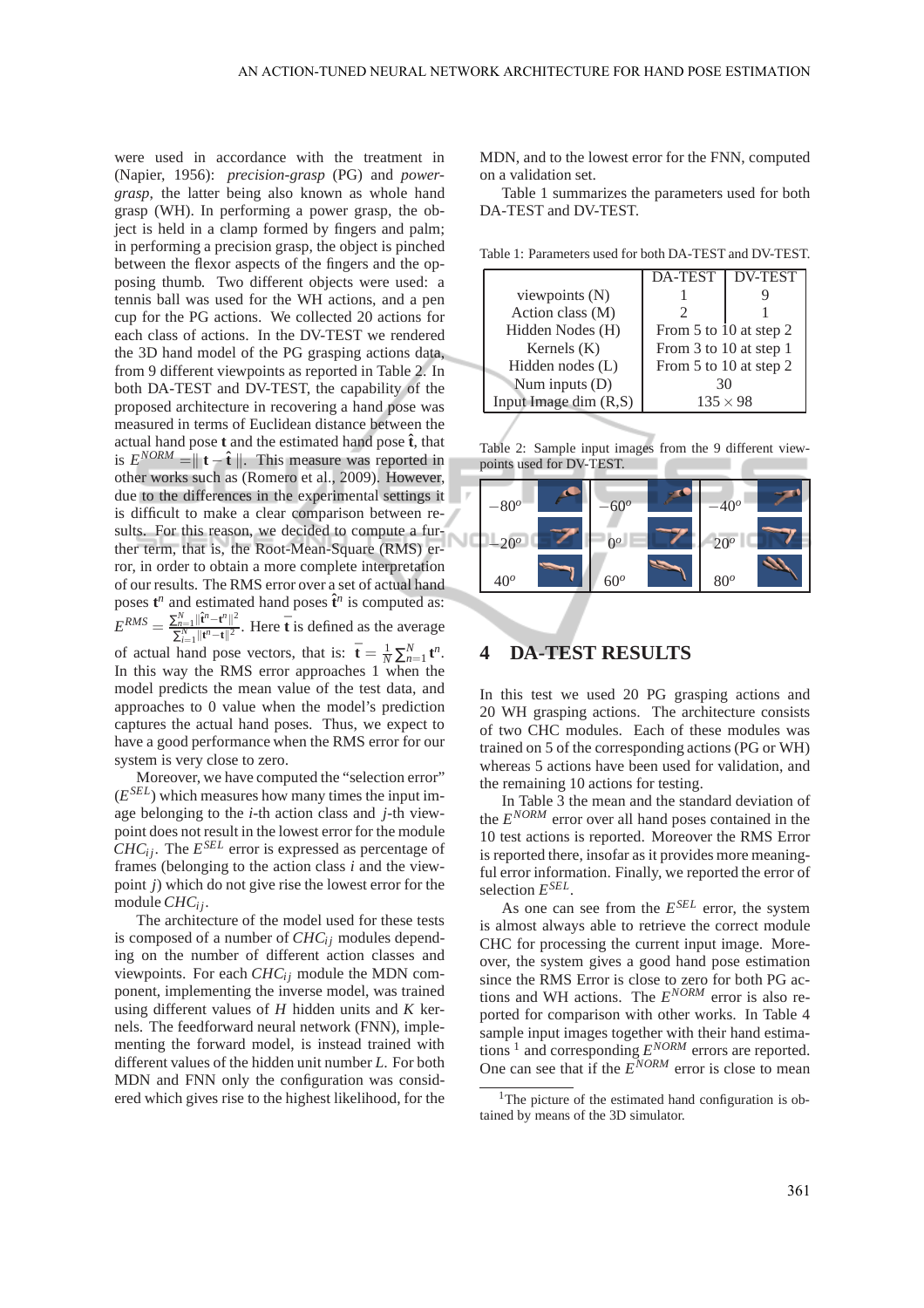were used in accordance with the treatment in (Napier, 1956): *precision-grasp* (PG) and *power-grasp*, the latter being also known as whole hand grasp (WH). In performing a power grasp, the object is held in a clamp formed by fingers and palm; in performing a precision grasp, the object is pinched between the flexor aspects of the fingers and the opposing thumb. Two different objects were used: a tennis ball was used for the WH actions, and a pen cup for the PG actions. We collected 20 actions for each class of actions. In the DV-TEST we rendered the 3D hand model of the PG grasping actions data, from 9 different viewpoints as reported in Table 2. In both DA-TEST and DV-TEST, the capability of the proposed architecture in recovering a hand pose was measured in terms of Euclidean distance between the actual hand pose $\mathbf{t}$ and the estimated hand pose $\hat{\mathbf{t}}$, that is $E^{NORM} = \| \mathbf{t} - \hat{\mathbf{t}} \|$. This measure was reported in other works such as (Romero et al., 2009). However, due to the differences in the experimental settings it is difficult to make a clear comparison between results. For this reason, we decided to compute a further term, that is, the Root-Mean-Square (RMS) error, in order to obtain a more complete interpretation of our results. The RMS error over a set of actual hand poses $\mathbf{t}^n$ and estimated hand poses $\hat{\mathbf{t}}^n$ is computed as: $E^{RMS} = \frac{\sum_{n=1}^{N} \|\hat{\mathbf{t}}^n - \mathbf{t}^n\|^2}{\sum_{i=1}^{N} \|\mathbf{t}^n - \bar{\mathbf{t}}\|^2}$. Here $\bar{\mathbf{t}}$ is defined as the average of actual hand pose vectors, that is: $\bar{\mathbf{t}} = \frac{1}{N} \sum_{n=1}^{N} \mathbf{t}^n$. In this way the RMS error approaches 1 when the model predicts the mean value of the test data, and approaches to 0 value when the model's prediction captures the actual hand poses. Thus, we expect to have a good performance when the RMS error for our system is very close to zero.

Moreover, we have computed the "selection error" ($E^{SEL}$) which measures how many times the input image belonging to the $i$-th action class and $j$-th viewpoint does not result in the lowest error for the module $CHC_{ij}$. The $E^{SEL}$ error is expressed as percentage of frames (belonging to the action class $i$ and the viewpoint $j$) which do not give rise the lowest error for the module $CHC_{ij}$.

The architecture of the model used for these tests is composed of a number of $CHC_{ij}$ modules depending on the number of different action classes and viewpoints. For each $CHC_{ij}$ module the MDN component, implementing the inverse model, was trained using different values of $H$ hidden units and $K$ kernels. The feedforward neural network (FNN), implementing the forward model, is instead trained with different values of the hidden unit number $L$. For both MDN and FNN only the configuration was considered which gives rise to the highest likelihood, for the MDN, and to the lowest error for the FNN, computed on a validation set.

Table 1 summarizes the parameters used for both DA-TEST and DV-TEST.

Table 1: Parameters used for both DA-TEST and DV-TEST.

| | DA-TEST | DV-TEST |
|---|---|---|
| viewpoints (N) | 1 | 9 |
| Action class (M) | 2 | 1 |
| Hidden Nodes (H) | From 5 to 10 at step 2 | |
| Kernels (K) | From 3 to 10 at step 1 | |
| Hidden nodes (L) | From 5 to 10 at step 2 | |
| Num inputs (D) | 30 | |
| Input Image dim (R,S) | $135 \times 98$ | |

Table 2: Sample input images from the 9 different viewpoints used for DV-TEST.

| | | | | | |
|---|---|---|---|---|---|
| $-80^o$ | | $-60^o$ | | $-40^o$ | |
| $-20^o$ | | $0^o$ | | $20^o$ | |
| $40^o$ | | $60^o$ | | $80^o$ | |

## 4 DA-TEST RESULTS

In this test we used 20 PG grasping actions and 20 WH grasping actions. The architecture consists of two CHC modules. Each of these modules was trained on 5 of the corresponding actions (PG or WH) whereas 5 actions have been used for validation, and the remaining 10 actions for testing.

In Table 3 the mean and the standard deviation of the $E^{NORM}$ error over all hand poses contained in the 10 test actions is reported. Moreover the RMS Error is reported there, insofar as it provides more meaningful error information. Finally, we reported the error of selection $E^{SEL}$.

As one can see from the $E^{SEL}$ error, the system is almost always able to retrieve the correct module CHC for processing the current input image. Moreover, the system gives a good hand pose estimation since the RMS Error is close to zero for both PG actions and WH actions. The $E^{NORM}$ error is also reported for comparison with other works. In Table 4 sample input images together with their hand estimations [1] and corresponding $E^{NORM}$ errors are reported. One can see that if the $E^{NORM}$ error is close to mean

[1] The picture of the estimated hand configuration is obtained by means of the 3D simulator.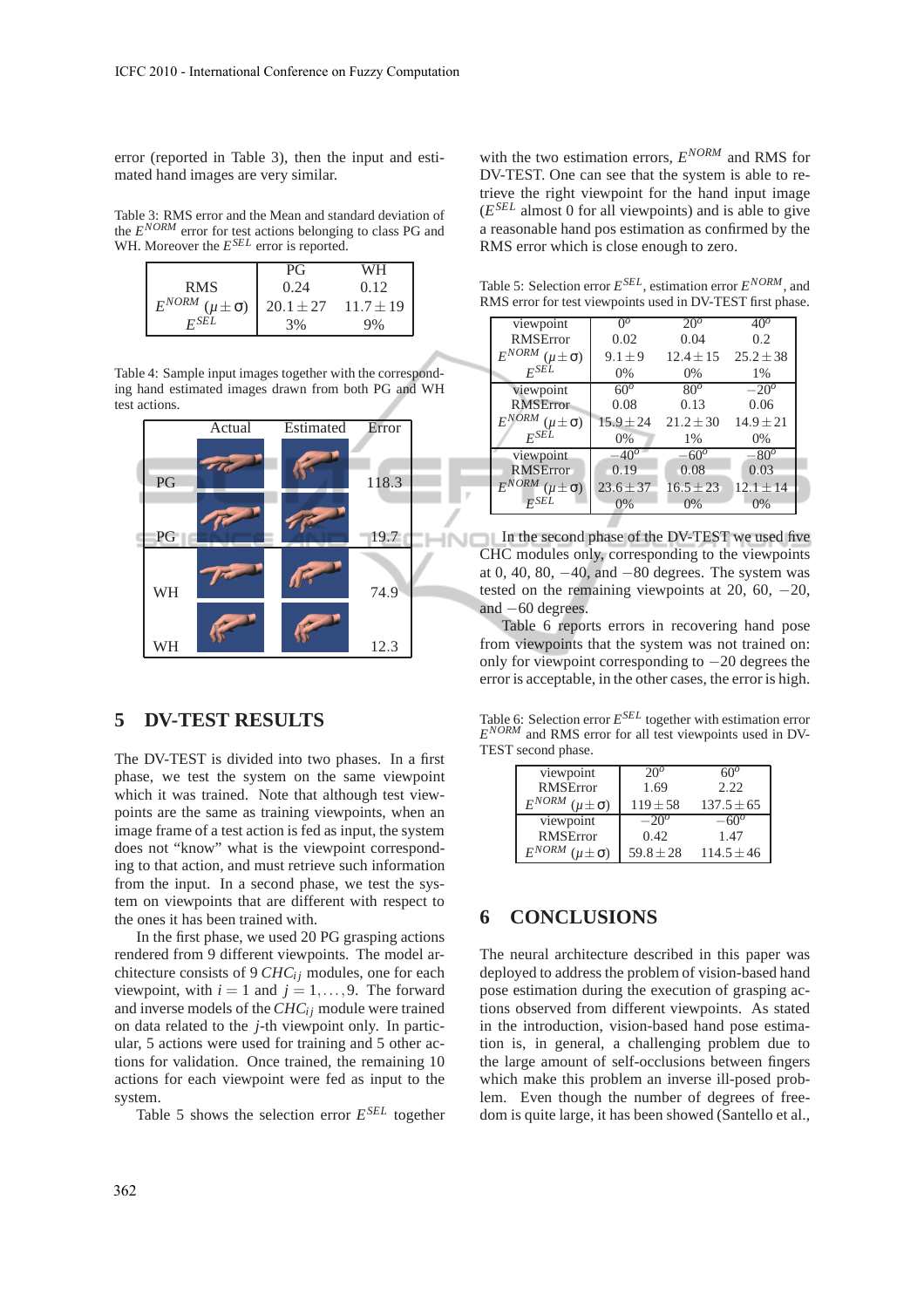error (reported in Table 3), then the input and estimated hand images are very similar.

Table 3: RMS error and the Mean and standard deviation of the $E^{NORM}$ error for test actions belonging to class PG and WH. Moreover the $E^{SEL}$ error is reported.

| | PG | WH |
|---|---|---|
| RMS | 0.24 | 0.12 |
| $E^{NORM}$ $(\mu \pm \sigma)$ | $20.1 \pm 27$ | $11.7 \pm 19$ |
| $E^{SEL}$ | 3% | 9% |

Table 4: Sample input images together with the corresponding hand estimated images drawn from both PG and WH test actions.

| | Actual | Estimated | Error |
|---|---|---|---|
| PG | | | 118.3 |
| PG | | | 19.7 |
| WH | | | 74.9 |
| WH | | | 12.3 |

## 5 DV-TEST RESULTS

The DV-TEST is divided into two phases. In a first phase, we test the system on the same viewpoint which it was trained. Note that although test viewpoints are the same as training viewpoints, when an image frame of a test action is fed as input, the system does not "know" what is the viewpoint corresponding to that action, and must retrieve such information from the input. In a second phase, we test the system on viewpoints that are different with respect to the ones it has been trained with.

In the first phase, we used 20 PG grasping actions rendered from 9 different viewpoints. The model architecture consists of 9 $CHC_{ij}$ modules, one for each viewpoint, with $i = 1$ and $j = 1, \ldots, 9$. The forward and inverse models of the $CHC_{ij}$ module were trained on data related to the $j$-th viewpoint only. In particular, 5 actions were used for training and 5 other actions for validation. Once trained, the remaining 10 actions for each viewpoint were fed as input to the system.

Table 5 shows the selection error $E^{SEL}$ together with the two estimation errors, $E^{NORM}$ and RMS for DV-TEST. One can see that the system is able to retrieve the right viewpoint for the hand input image ($E^{SEL}$ almost 0 for all viewpoints) and is able to give a reasonable hand pos estimation as confirmed by the RMS error which is close enough to zero.

Table 5: Selection error $E^{SEL}$, estimation error $E^{NORM}$, and RMS error for test viewpoints used in DV-TEST first phase.

| viewpoint | $0^o$ | $20^o$ | $40^o$ |
|---|---|---|---|
| RMSError | 0.02 | 0.04 | 0.2 |
| $E^{NORM}$ $(\mu \pm \sigma)$ | $9.1 \pm 9$ | $12.4 \pm 15$ | $25.2 \pm 38$ |
| $E^{SEL}$ | 0% | 0% | 1% |
| viewpoint | $60^o$ | $80^o$ | $-20^o$ |
| RMSError | 0.08 | 0.13 | 0.06 |
| $E^{NORM}$ $(\mu \pm \sigma)$ | $15.9 \pm 24$ | $21.2 \pm 30$ | $14.9 \pm 21$ |
| $E^{SEL}$ | 0% | 1% | 0% |
| viewpoint | $-40^o$ | $-60^o$ | $-80^o$ |
| RMSError | 0.19 | 0.08 | 0.03 |
| $E^{NORM}$ $(\mu \pm \sigma)$ | $23.6 \pm 37$ | $16.5 \pm 23$ | $12.1 \pm 14$ |
| $E^{SEL}$ | 0% | 0% | 0% |

In the second phase of the DV-TEST we used five CHC modules only, corresponding to the viewpoints at 0, 40, 80, $-40$, and $-80$ degrees. The system was tested on the remaining viewpoints at 20, 60, $-20$, and $-60$ degrees.

Table 6 reports errors in recovering hand pose from viewpoints that the system was not trained on: only for viewpoint corresponding to $-20$ degrees the error is acceptable, in the other cases, the error is high.

Table 6: Selection error $E^{SEL}$ together with estimation error $E^{NORM}$ and RMS error for all test viewpoints used in DV-TEST second phase.

| viewpoint | $20^o$ | $60^o$ |
|---|---|---|
| RMSError | 1.69 | 2.22 |
| $E^{NORM}$ $(\mu \pm \sigma)$ | $119 \pm 58$ | $137.5 \pm 65$ |
| viewpoint | $-20^o$ | $-60^o$ |
| RMSError | 0.42 | 1.47 |
| $E^{NORM}$ $(\mu \pm \sigma)$ | $59.8 \pm 28$ | $114.5 \pm 46$ |

## 6 CONCLUSIONS

The neural architecture described in this paper was deployed to address the problem of vision-based hand pose estimation during the execution of grasping actions observed from different viewpoints. As stated in the introduction, vision-based hand pose estimation is, in general, a challenging problem due to the large amount of self-occlusions between fingers which make this problem an inverse ill-posed problem. Even though the number of degrees of freedom is quite large, it has been showed (Santello et al.,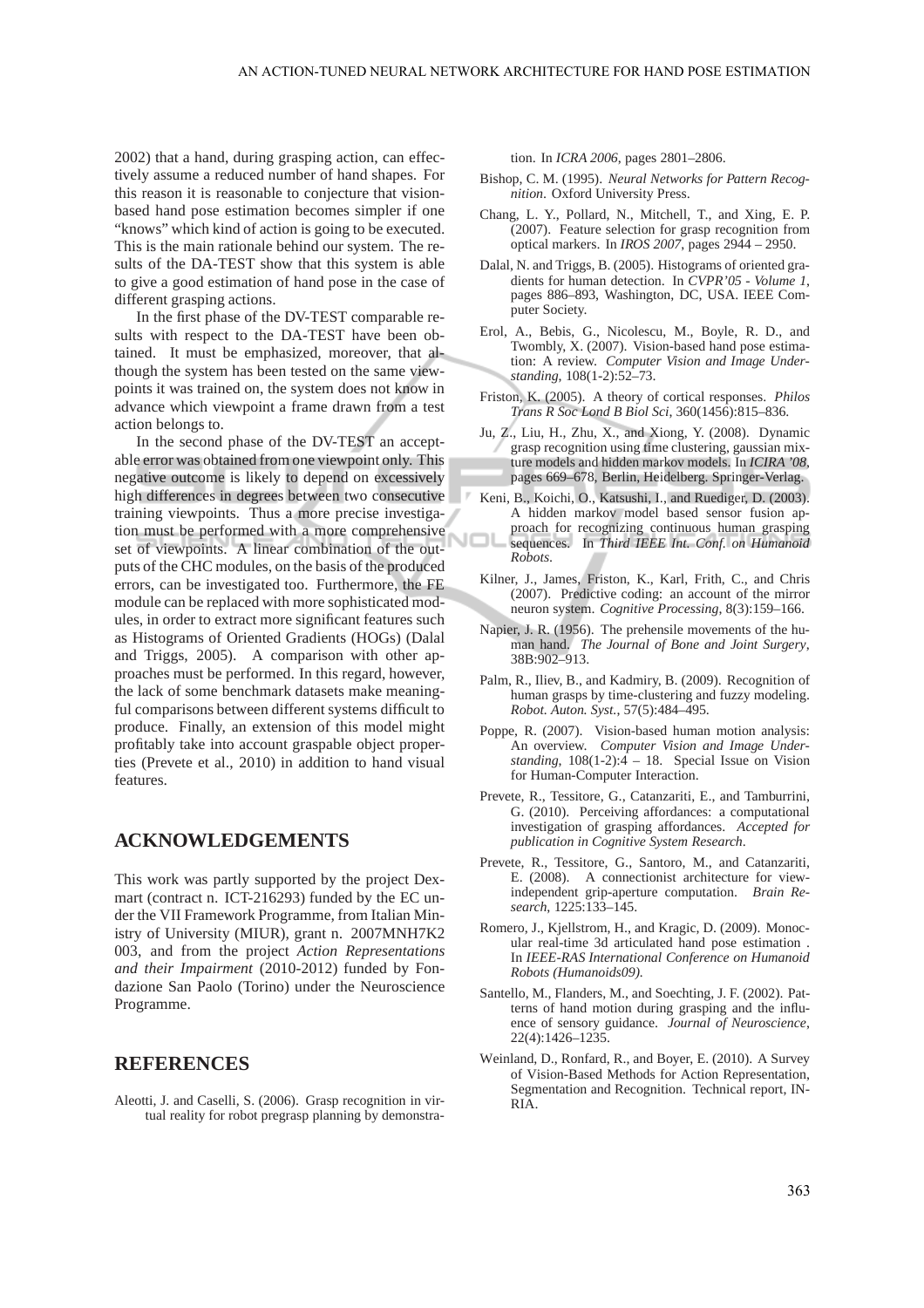2002) that a hand, during grasping action, can effectively assume a reduced number of hand shapes. For this reason it is reasonable to conjecture that vision-based hand pose estimation becomes simpler if one "knows" which kind of action is going to be executed. This is the main rationale behind our system. The results of the DA-TEST show that this system is able to give a good estimation of hand pose in the case of different grasping actions.

In the first phase of the DV-TEST comparable results with respect to the DA-TEST have been obtained. It must be emphasized, moreover, that although the system has been tested on the same viewpoints it was trained on, the system does not know in advance which viewpoint a frame drawn from a test action belongs to.

In the second phase of the DV-TEST an acceptable error was obtained from one viewpoint only. This negative outcome is likely to depend on excessively high differences in degrees between two consecutive training viewpoints. Thus a more precise investigation must be performed with a more comprehensive set of viewpoints. A linear combination of the outputs of the CHC modules, on the basis of the produced errors, can be investigated too. Furthermore, the FE module can be replaced with more significant modules, in order to extract more significant features such as Histograms of Oriented Gradients (HOGs) (Dalal and Triggs, 2005). A comparison with other approaches must be performed. In this regard, however, the lack of some benchmark datasets make meaningful comparisons between different systems difficult to produce. Finally, an extension of this model might profitably take into account graspable object properties (Prevete et al., 2010) in addition to hand visual features.

## ACKNOWLEDGEMENTS

This work was partly supported by the project Dexmart (contract n. ICT-216293) funded by the EC under the VII Framework Programme, from Italian Ministry of University (MIUR), grant n. 2007MNH7K2 003, and from the project *Action Representations and their Impairment* (2010-2012) funded by Fondazione San Paolo (Torino) under the Neuroscience Programme.

## REFERENCES

Aleotti, J. and Caselli, S. (2006). Grasp recognition in virtual reality for robot pregrasp planning by demonstration. In *ICRA 2006*, pages 2801–2806.

Bishop, C. M. (1995). *Neural Networks for Pattern Recognition*. Oxford University Press.

Chang, L. Y., Pollard, N., Mitchell, T., and Xing, E. P. (2007). Feature selection for grasp recognition from optical markers. In *IROS 2007*, pages 2944 – 2950.

Dalal, N. and Triggs, B. (2005). Histograms of oriented gradients for human detection. In *CVPR'05 - Volume 1*, pages 886–893, Washington, DC, USA. IEEE Computer Society.

Erol, A., Bebis, G., Nicolescu, M., Boyle, R. D., and Twombly, X. (2007). Vision-based hand pose estimation: A review. *Computer Vision and Image Understanding*, 108(1-2):52–73.

Friston, K. (2005). A theory of cortical responses. *Philos Trans R Soc Lond B Biol Sci*, 360(1456):815–836.

Ju, Z., Liu, H., Zhu, X., and Xiong, Y. (2008). Dynamic grasp recognition using time clustering, gaussian mixture models and hidden markov models. In *ICIRA '08*, pages 669–678, Berlin, Heidelberg. Springer-Verlag.

Keni, B., Koichi, O., Katsushi, I., and Ruediger, D. (2003). A hidden markov model based sensor fusion approach for recognizing continuous human grasping sequences. In *Third IEEE Int. Conf. on Humanoid Robots*.

Kilner, J., James, Friston, K., Karl, Frith, C., and Chris (2007). Predictive coding: an account of the mirror neuron system. *Cognitive Processing*, 8(3):159–166.

Napier, J. R. (1956). The prehensile movements of the human hand. *The Journal of Bone and Joint Surgery*, 38B:902–913.

Palm, R., Iliev, B., and Kadmiry, B. (2009). Recognition of human grasps by time-clustering and fuzzy modeling. *Robot. Auton. Syst.*, 57(5):484–495.

Poppe, R. (2007). Vision-based human motion analysis: An overview. *Computer Vision and Image Understanding*, 108(1-2):4 – 18. Special Issue on Vision for Human-Computer Interaction.

Prevete, R., Tessitore, G., Catanzariti, E., and Tamburrini, G. (2010). Perceiving affordances: a computational investigation of grasping affordances. *Accepted for publication in Cognitive System Research*.

Prevete, R., Tessitore, G., Santoro, M., and Catanzariti, E. (2008). A connectionist architecture for view-independent grip-aperture computation. *Brain Research*, 1225:133–145.

Romero, J., Kjellstrom, H., and Kragic, D. (2009). Monocular real-time 3d articulated hand pose estimation . In *IEEE-RAS International Conference on Humanoid Robots (Humanoids09)*.

Santello, M., Flanders, M., and Soechting, J. F. (2002). Patterns of hand motion during grasping and the influence of sensory guidance. *Journal of Neuroscience*, 22(4):1426–1235.

Weinland, D., Ronfard, R., and Boyer, E. (2010). A Survey of Vision-Based Methods for Action Representation, Segmentation and Recognition. Technical report, INRIA.